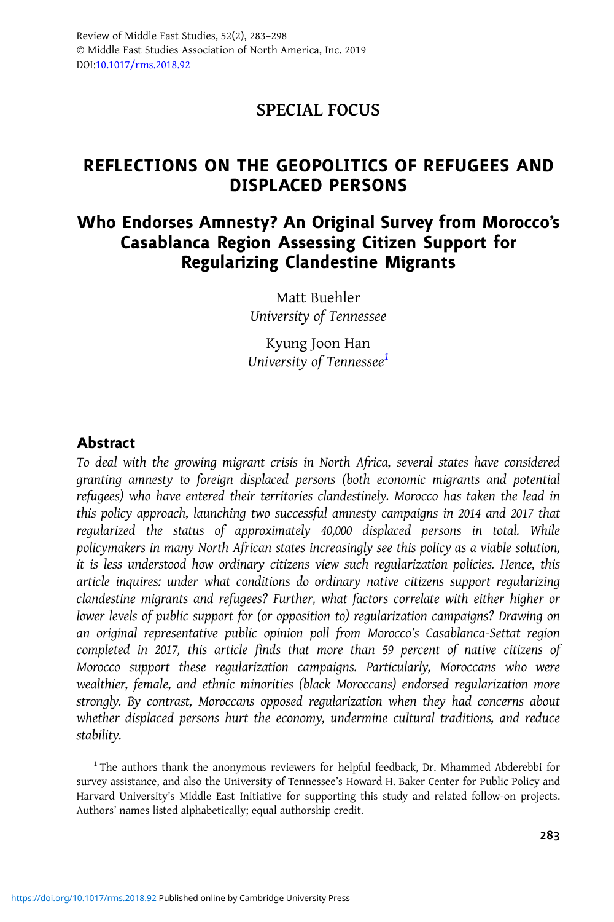## SPECIAL FOCUS

# REFLECTIONS ON THE GEOPOLITICS OF REFUGEES AND DISPLACED PERSONS

# Who Endorses Amnesty? An Original Survey from Morocco's Casablanca Region Assessing Citizen Support for Regularizing Clandestine Migrants

Matt Buehler
*University of Tennessee*

Kyung Joon Han
*University of Tennessee*[1]

## Abstract

*To deal with the growing migrant crisis in North Africa, several states have considered granting amnesty to foreign displaced persons (both economic migrants and potential refugees) who have entered their territories clandestinely. Morocco has taken the lead in this policy approach, launching two successful amnesty campaigns in 2014 and 2017 that regularized the status of approximately 40,000 displaced persons in total. While policymakers in many North African states increasingly see this policy as a viable solution, it is less understood how ordinary citizens view such regularization policies. Hence, this article inquires: under what conditions do ordinary native citizens support regularizing clandestine migrants and refugees? Further, what factors correlate with either higher or lower levels of public support for (or opposition to) regularization campaigns? Drawing on an original representative public opinion poll from Morocco's Casablanca-Settat region completed in 2017, this article finds that more than 59 percent of native citizens of Morocco support these regularization campaigns. Particularly, Moroccans who were wealthier, female, and ethnic minorities (black Moroccans) endorsed regularization more strongly. By contrast, Moroccans opposed regularization when they had concerns about whether displaced persons hurt the economy, undermine cultural traditions, and reduce stability.*

[1] The authors thank the anonymous reviewers for helpful feedback, Dr. Mhammed Abderebbi for survey assistance, and also the University of Tennessee's Howard H. Baker Center for Public Policy and Harvard University's Middle East Initiative for supporting this study and related follow-on projects. Authors' names listed alphabetically; equal authorship credit.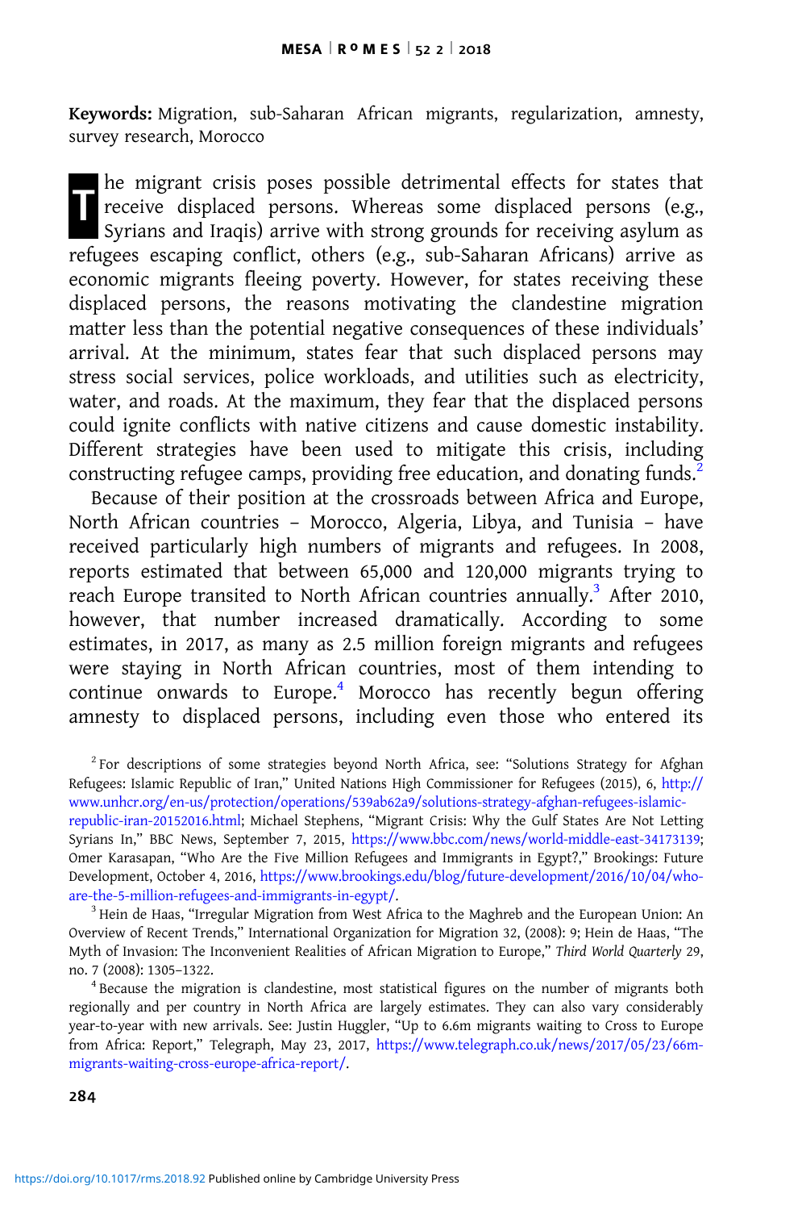**Keywords:** Migration, sub-Saharan African migrants, regularization, amnesty, survey research, Morocco

The migrant crisis poses possible detrimental effects for states that receive displaced persons. Whereas some displaced persons (e.g., Syrians and Iraqis) arrive with strong grounds for receiving asylum as refugees escaping conflict, others (e.g., sub-Saharan Africans) arrive as economic migrants fleeing poverty. However, for states receiving these displaced persons, the reasons motivating the clandestine migration matter less than the potential negative consequences of these individuals' arrival. At the minimum, states fear that such displaced persons may stress social services, police workloads, and utilities such as electricity, water, and roads. At the maximum, they fear that the displaced persons could ignite conflicts with native citizens and cause domestic instability. Different strategies have been used to mitigate this crisis, including constructing refugee camps, providing free education, and donating funds.[2]

Because of their position at the crossroads between Africa and Europe, North African countries – Morocco, Algeria, Libya, and Tunisia – have received particularly high numbers of migrants and refugees. In 2008, reports estimated that between 65,000 and 120,000 migrants trying to reach Europe transited to North African countries annually.[3] After 2010, however, that number increased dramatically. According to some estimates, in 2017, as many as 2.5 million foreign migrants and refugees were staying in North African countries, most of them intending to continue onwards to Europe.[4] Morocco has recently begun offering amnesty to displaced persons, including even those who entered its

[2] For descriptions of some strategies beyond North Africa, see: "Solutions Strategy for Afghan Refugees: Islamic Republic of Iran," United Nations High Commissioner for Refugees (2015), 6, http://www.unhcr.org/en-us/protection/operations/539ab62a9/solutions-strategy-afghan-refugees-islamic-republic-iran-20152016.html; Michael Stephens, "Migrant Crisis: Why the Gulf States Are Not Letting Syrians In," BBC News, September 7, 2015, https://www.bbc.com/news/world-middle-east-34173139; Omer Karasapan, "Who Are the Five Million Refugees and Immigrants in Egypt?," Brookings: Future Development, October 4, 2016, https://www.brookings.edu/blog/future-development/2016/10/04/who-are-the-5-million-refugees-and-immigrants-in-egypt/.

[3] Hein de Haas, "Irregular Migration from West Africa to the Maghreb and the European Union: An Overview of Recent Trends," International Organization for Migration 32, (2008): 9; Hein de Haas, "The Myth of Invasion: The Inconvenient Realities of African Migration to Europe," *Third World Quarterly* 29, no. 7 (2008): 1305–1322.

[4] Because the migration is clandestine, most statistical figures on the number of migrants both regionally and per country in North Africa are largely estimates. They can also vary considerably year-to-year with new arrivals. See: Justin Huggler, "Up to 6.6m migrants waiting to Cross to Europe from Africa: Report," Telegraph, May 23, 2017, https://www.telegraph.co.uk/news/2017/05/23/66m-migrants-waiting-cross-europe-africa-report/.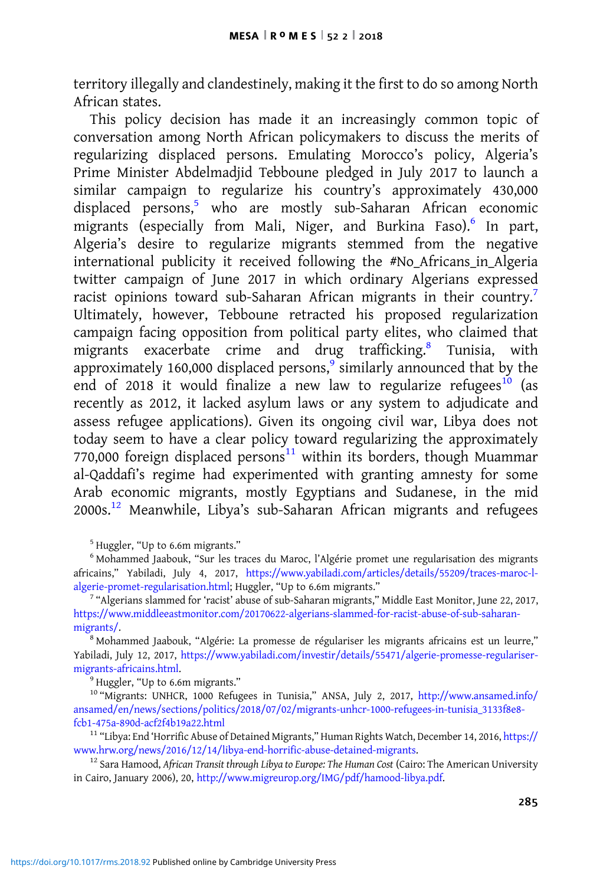territory illegally and clandestinely, making it the first to do so among North African states.

This policy decision has made it an increasingly common topic of conversation among North African policymakers to discuss the merits of regularizing displaced persons. Emulating Morocco's policy, Algeria's Prime Minister Abdelmadjid Tebboune pledged in July 2017 to launch a similar campaign to regularize his country's approximately 430,000 displaced persons,[5] who are mostly sub-Saharan African economic migrants (especially from Mali, Niger, and Burkina Faso).[6] In part, Algeria's desire to regularize migrants stemmed from the negative international publicity it received following the #No_Africans_in_Algeria twitter campaign of June 2017 in which ordinary Algerians expressed racist opinions toward sub-Saharan African migrants in their country.[7] Ultimately, however, Tebboune retracted his proposed regularization campaign facing opposition from political party elites, who claimed that migrants exacerbate crime and drug trafficking.[8] Tunisia, with approximately 160,000 displaced persons,[9] similarly announced that by the end of 2018 it would finalize a new law to regularize refugees[10] (as recently as 2012, it lacked asylum laws or any system to adjudicate and assess refugee applications). Given its ongoing civil war, Libya does not today seem to have a clear policy toward regularizing the approximately 770,000 foreign displaced persons[11] within its borders, though Muammar al-Qaddafi's regime had experimented with granting amnesty for some Arab economic migrants, mostly Egyptians and Sudanese, in the mid 2000s.[12] Meanwhile, Libya's sub-Saharan African migrants and refugees

[5] Huggler, "Up to 6.6m migrants."

[6] Mohammed Jaabouk, "Sur les traces du Maroc, l'Algérie promet une regularisation des migrants africains," Yabiladi, July 4, 2017, https://www.yabiladi.com/articles/details/55209/traces-maroc-l-algerie-promet-regularisation.html; Huggler, "Up to 6.6m migrants."

[7] "Algerians slammed for 'racist' abuse of sub-Saharan migrants," Middle East Monitor, June 22, 2017, https://www.middleeastmonitor.com/20170622-algerians-slammed-for-racist-abuse-of-sub-saharan-migrants/.

[8] Mohammed Jaabouk, "Algérie: La promesse de régulariser les migrants africains est un leurre," Yabiladi, July 12, 2017, https://www.yabiladi.com/investir/details/55471/algerie-promesse-regulariser-migrants-africains.html.

[9] Huggler, "Up to 6.6m migrants."

[10] "Migrants: UNHCR, 1000 Refugees in Tunisia," ANSA, July 2, 2017, http://www.ansamed.info/ansamed/en/news/sections/politics/2018/07/02/migrants-unhcr-1000-refugees-in-tunisia_3133f8e8-fcb1-475a-890d-acf2f4b19a22.html

[11] "Libya: End 'Horrific Abuse of Detained Migrants," Human Rights Watch, December 14, 2016, https://www.hrw.org/news/2016/12/14/libya-end-horrific-abuse-detained-migrants.

[12] Sara Hamood, *African Transit through Libya to Europe: The Human Cost* (Cairo: The American University in Cairo, January 2006), 20, http://www.migreurop.org/IMG/pdf/hamood-libya.pdf.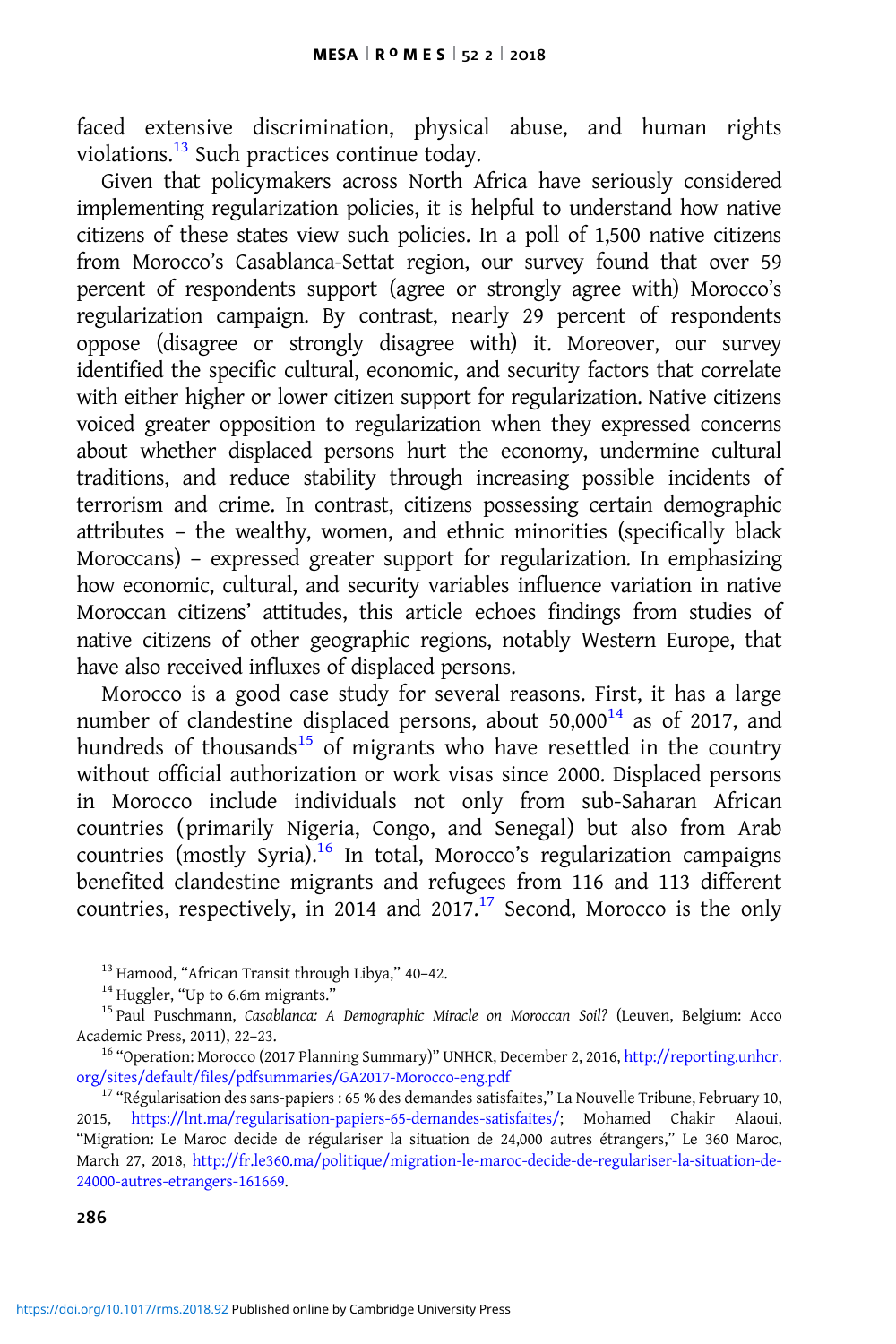faced extensive discrimination, physical abuse, and human rights violations.[13] Such practices continue today.

Given that policymakers across North Africa have seriously considered implementing regularization policies, it is helpful to understand how native citizens of these states view such policies. In a poll of 1,500 native citizens from Morocco's Casablanca-Settat region, our survey found that over 59 percent of respondents support (agree or strongly agree with) Morocco's regularization campaign. By contrast, nearly 29 percent of respondents oppose (disagree or strongly disagree with) it. Moreover, our survey identified the specific cultural, economic, and security factors that correlate with either higher or lower citizen support for regularization. Native citizens voiced greater opposition to regularization when they expressed concerns about whether displaced persons hurt the economy, undermine cultural traditions, and reduce stability through increasing possible incidents of terrorism and crime. In contrast, citizens possessing certain demographic attributes – the wealthy, women, and ethnic minorities (specifically black Moroccans) – expressed greater support for regularization. In emphasizing how economic, cultural, and security variables influence variation in native Moroccan citizens' attitudes, this article echoes findings from studies of native citizens of other geographic regions, notably Western Europe, that have also received influxes of displaced persons.

Morocco is a good case study for several reasons. First, it has a large number of clandestine displaced persons, about 50,000[14] as of 2017, and hundreds of thousands[15] of migrants who have resettled in the country without official authorization or work visas since 2000. Displaced persons in Morocco include individuals not only from sub-Saharan African countries (primarily Nigeria, Congo, and Senegal) but also from Arab countries (mostly Syria).[16] In total, Morocco's regularization campaigns benefited clandestine migrants and refugees from 116 and 113 different countries, respectively, in 2014 and 2017.[17] Second, Morocco is the only

[13] Hamood, "African Transit through Libya," 40–42.

[14] Huggler, "Up to 6.6m migrants."

[15] Paul Puschmann, *Casablanca: A Demographic Miracle on Moroccan Soil?* (Leuven, Belgium: Acco Academic Press, 2011), 22–23.

[16] "Operation: Morocco (2017 Planning Summary)" UNHCR, December 2, 2016, http://reporting.unhcr.org/sites/default/files/pdfsummaries/GA2017-Morocco-eng.pdf

[17] "Régularisation des sans-papiers : 65 % des demandes satisfaites," La Nouvelle Tribune, February 10, 2015, https://lnt.ma/regularisation-papiers-65-demandes-satisfaites/; Mohamed Chakir Alaoui, "Migration: Le Maroc decide de régulariser la situation de 24,000 autres étrangers," Le 360 Maroc, March 27, 2018, http://fr.le360.ma/politique/migration-le-maroc-decide-de-regulariser-la-situation-de-24000-autres-etrangers-161669.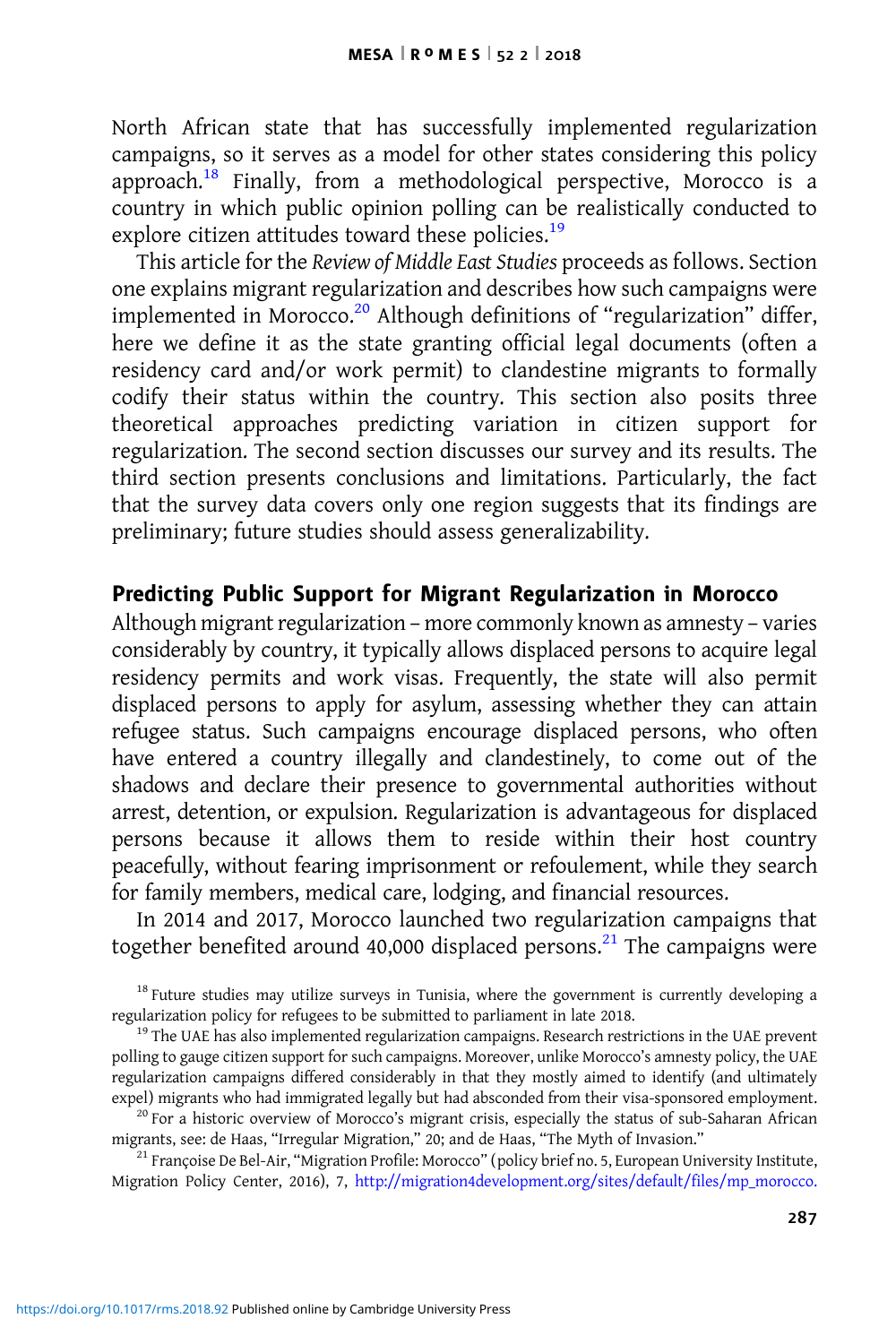North African state that has successfully implemented regularization campaigns, so it serves as a model for other states considering this policy approach.[18] Finally, from a methodological perspective, Morocco is a country in which public opinion polling can be realistically conducted to explore citizen attitudes toward these policies.[19]

This article for the *Review of Middle East Studies* proceeds as follows. Section one explains migrant regularization and describes how such campaigns were implemented in Morocco.[20] Although definitions of "regularization" differ, here we define it as the state granting official legal documents (often a residency card and/or work permit) to clandestine migrants to formally codify their status within the country. This section also posits three theoretical approaches predicting variation in citizen support for regularization. The second section discusses our survey and its results. The third section presents conclusions and limitations. Particularly, the fact that the survey data covers only one region suggests that its findings are preliminary; future studies should assess generalizability.

## Predicting Public Support for Migrant Regularization in Morocco

Although migrant regularization – more commonly known as amnesty – varies considerably by country, it typically allows displaced persons to acquire legal residency permits and work visas. Frequently, the state will also permit displaced persons to apply for asylum, assessing whether they can attain refugee status. Such campaigns encourage displaced persons, who often have entered a country illegally and clandestinely, to come out of the shadows and declare their presence to governmental authorities without arrest, detention, or expulsion. Regularization is advantageous for displaced persons because it allows them to reside within their host country peacefully, without fearing imprisonment or refoulement, while they search for family members, medical care, lodging, and financial resources.

In 2014 and 2017, Morocco launched two regularization campaigns that together benefited around 40,000 displaced persons.[21] The campaigns were

[18] Future studies may utilize surveys in Tunisia, where the government is currently developing a regularization policy for refugees to be submitted to parliament in late 2018.

[19] The UAE has also implemented regularization campaigns. Research restrictions in the UAE prevent polling to gauge citizen support for such campaigns. Moreover, unlike Morocco's amnesty policy, the UAE regularization campaigns differed considerably in that they mostly aimed to identify (and ultimately expel) migrants who had immigrated legally but had absconded from their visa-sponsored employment.

[20] For a historic overview of Morocco's migrant crisis, especially the status of sub-Saharan African migrants, see: de Haas, "Irregular Migration," 20; and de Haas, "The Myth of Invasion."

[21] Françoise De Bel-Air, "Migration Profile: Morocco" (policy brief no. 5, European University Institute, Migration Policy Center, 2016), 7, http://migration4development.org/sites/default/files/mp_morocco.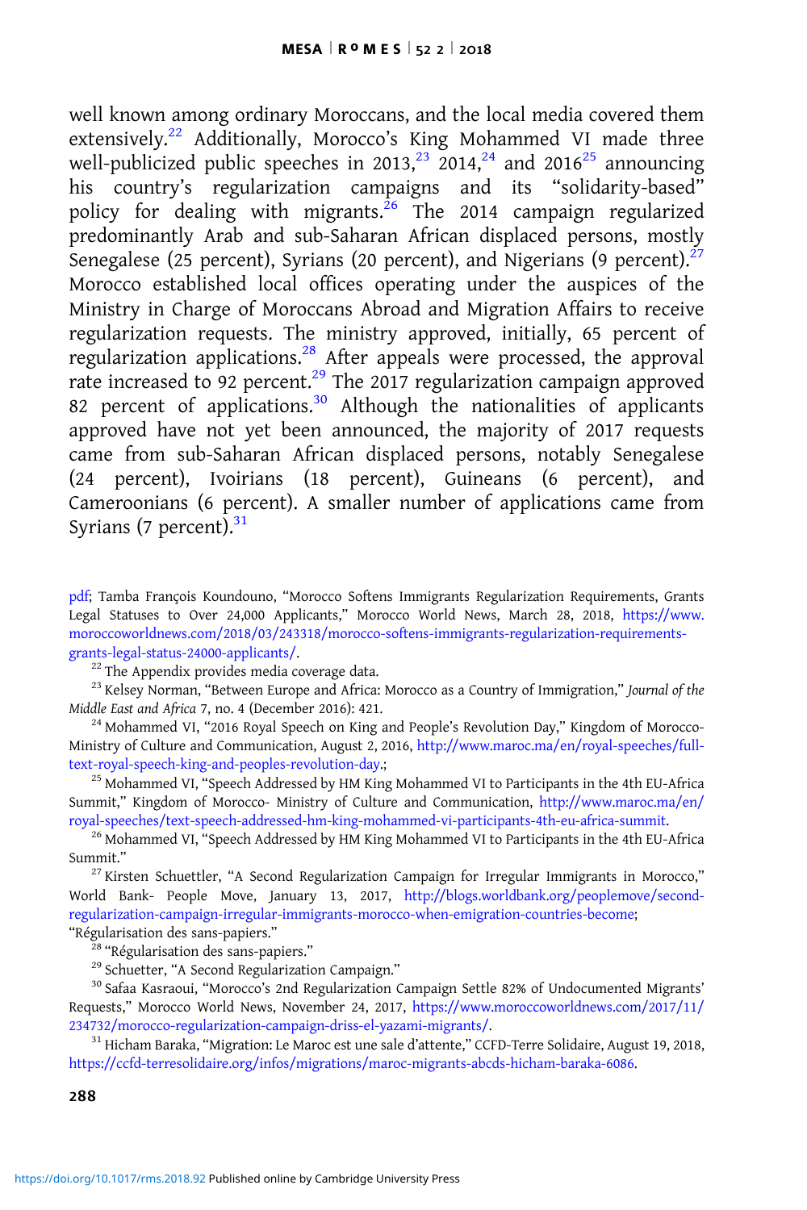well known among ordinary Moroccans, and the local media covered them extensively.[22] Additionally, Morocco's King Mohammed VI made three well-publicized public speeches in 2013,[23] 2014,[24] and 2016[25] announcing his country's regularization campaigns and its "solidarity-based" policy for dealing with migrants.[26] The 2014 campaign regularized predominantly Arab and sub-Saharan African displaced persons, mostly Senegalese (25 percent), Syrians (20 percent), and Nigerians (9 percent).[27] Morocco established local offices operating under the auspices of the Ministry in Charge of Moroccans Abroad and Migration Affairs to receive regularization requests. The ministry approved, initially, 65 percent of regularization applications.[28] After appeals were processed, the approval rate increased to 92 percent.[29] The 2017 regularization campaign approved 82 percent of applications.[30] Although the nationalities of applicants approved have not yet been announced, the majority of 2017 requests came from sub-Saharan African displaced persons, notably Senegalese (24 percent), Ivoirians (18 percent), Guineans (6 percent), and Cameroonians (6 percent). A smaller number of applications came from Syrians (7 percent).[31]

---

pdf; Tamba François Koundouno, "Morocco Softens Immigrants Regularization Requirements, Grants Legal Statuses to Over 24,000 Applicants," Morocco World News, March 28, 2018, https://www.moroccoworldnews.com/2018/03/243318/morocco-softens-immigrants-regularization-requirements-grants-legal-status-24000-applicants/.

[22] The Appendix provides media coverage data.

[23] Kelsey Norman, "Between Europe and Africa: Morocco as a Country of Immigration," *Journal of the Middle East and Africa* 7, no. 4 (December 2016): 421.

[24] Mohammed VI, "2016 Royal Speech on King and People's Revolution Day," Kingdom of Morocco- Ministry of Culture and Communication, August 2, 2016, http://www.maroc.ma/en/royal-speeches/full-text-royal-speech-king-and-peoples-revolution-day.;

[25] Mohammed VI, "Speech Addressed by HM King Mohammed VI to Participants in the 4th EU-Africa Summit," Kingdom of Morocco- Ministry of Culture and Communication, http://www.maroc.ma/en/royal-speeches/text-speech-addressed-hm-king-mohammed-vi-participants-4th-eu-africa-summit.

[26] Mohammed VI, "Speech Addressed by HM King Mohammed VI to Participants in the 4th EU-Africa Summit."

[27] Kirsten Schuettler, "A Second Regularization Campaign for Irregular Immigrants in Morocco," World Bank- People Move, January 13, 2017, http://blogs.worldbank.org/peoplemove/second-regularization-campaign-irregular-immigrants-morocco-when-emigration-countries-become; "Régularisation des sans-papiers."

[28] "Régularisation des sans-papiers."

[29] Schuetter, "A Second Regularization Campaign."

[30] Safaa Kasraoui, "Morocco's 2nd Regularization Campaign Settle 82% of Undocumented Migrants' Requests," Morocco World News, November 24, 2017, https://www.moroccoworldnews.com/2017/11/234732/morocco-regularization-campaign-driss-el-yazami-migrants/.

[31] Hicham Baraka, "Migration: Le Maroc est une sale d'attente," CCFD-Terre Solidaire, August 19, 2018, https://ccfd-terresolidaire.org/infos/migrations/maroc-migrants-abcds-hicham-baraka-6086.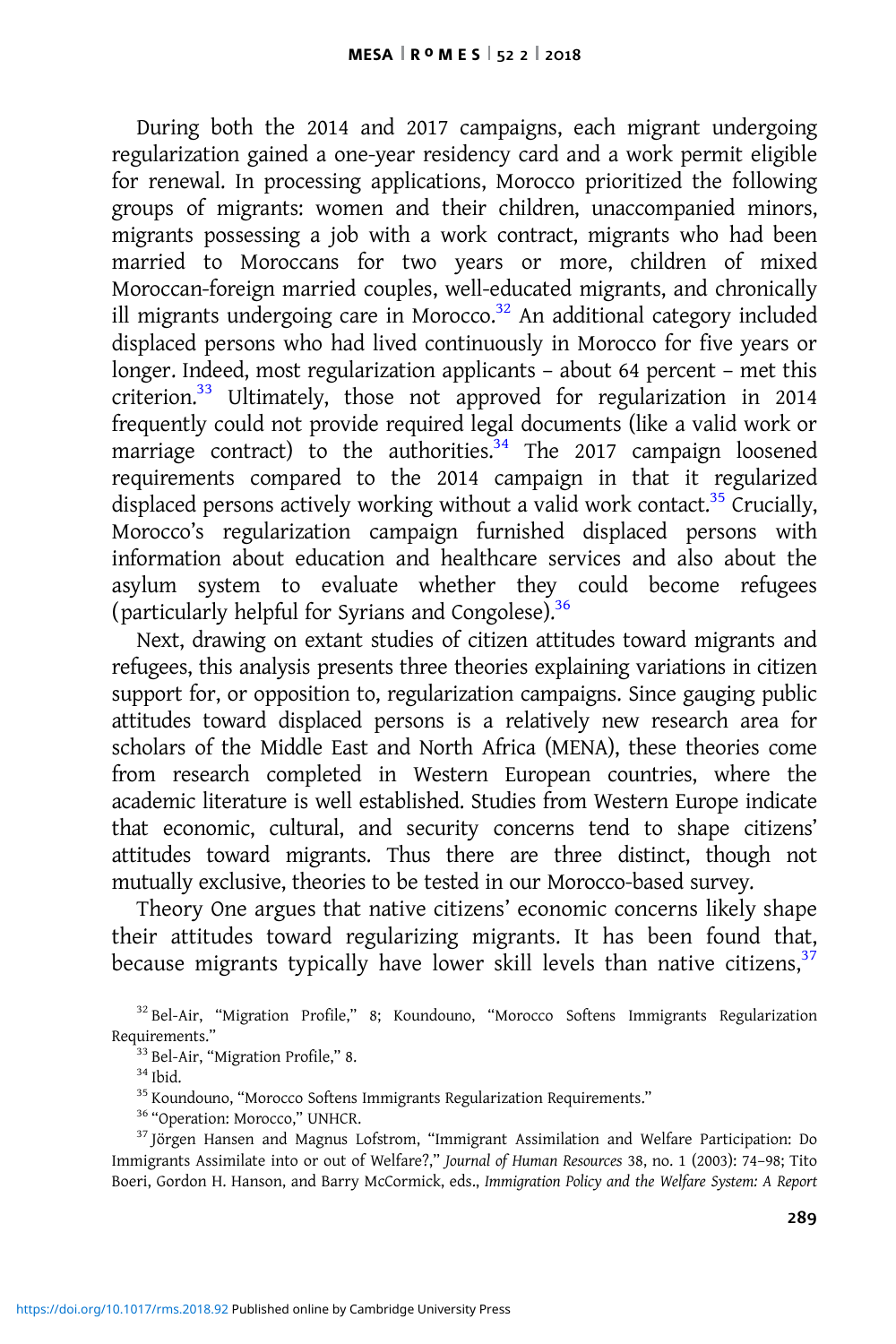During both the 2014 and 2017 campaigns, each migrant undergoing regularization gained a one-year residency card and a work permit eligible for renewal. In processing applications, Morocco prioritized the following groups of migrants: women and their children, unaccompanied minors, migrants possessing a job with a work contract, migrants who had been married to Moroccans for two years or more, children of mixed Moroccan-foreign married couples, well-educated migrants, and chronically ill migrants undergoing care in Morocco.[32] An additional category included displaced persons who had lived continuously in Morocco for five years or longer. Indeed, most regularization applicants – about 64 percent – met this criterion.[33] Ultimately, those not approved for regularization in 2014 frequently could not provide required legal documents (like a valid work or marriage contract) to the authorities.[34] The 2017 campaign loosened requirements compared to the 2014 campaign in that it regularized displaced persons actively working without a valid work contact.[35] Crucially, Morocco's regularization campaign furnished displaced persons with information about education and healthcare services and also about the asylum system to evaluate whether they could become refugees (particularly helpful for Syrians and Congolese).[36]

Next, drawing on extant studies of citizen attitudes toward migrants and refugees, this analysis presents three theories explaining variations in citizen support for, or opposition to, regularization campaigns. Since gauging public attitudes toward displaced persons is a relatively new research area for scholars of the Middle East and North Africa (MENA), these theories come from research completed in Western European countries, where the academic literature is well established. Studies from Western Europe indicate that economic, cultural, and security concerns tend to shape citizens' attitudes toward migrants. Thus there are three distinct, though not mutually exclusive, theories to be tested in our Morocco-based survey.

Theory One argues that native citizens' economic concerns likely shape their attitudes toward regularizing migrants. It has been found that, because migrants typically have lower skill levels than native citizens,[37]

[32] Bel-Air, "Migration Profile," 8; Koundouno, "Morocco Softens Immigrants Regularization Requirements."

[33] Bel-Air, "Migration Profile," 8.

[34] Ibid.

[35] Koundouno, "Morocco Softens Immigrants Regularization Requirements."

[36] "Operation: Morocco," UNHCR.

[37] Jörgen Hansen and Magnus Lofstrom, "Immigrant Assimilation and Welfare Participation: Do Immigrants Assimilate into or out of Welfare?," *Journal of Human Resources* 38, no. 1 (2003): 74–98; Tito Boeri, Gordon H. Hanson, and Barry McCormick, eds., *Immigration Policy and the Welfare System: A Report*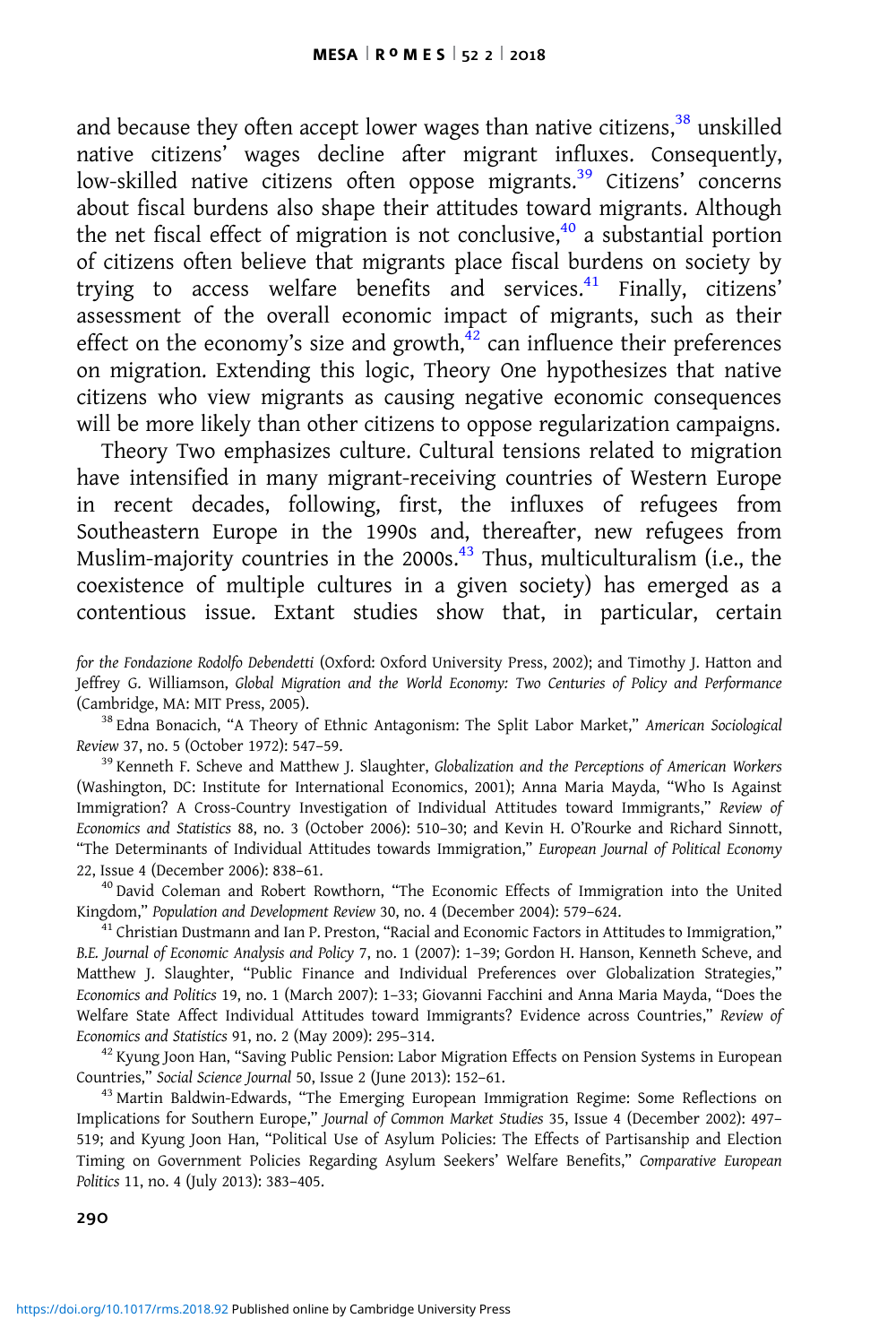and because they often accept lower wages than native citizens,[38] unskilled native citizens' wages decline after migrant influxes. Consequently, low-skilled native citizens often oppose migrants.[39] Citizens' concerns about fiscal burdens also shape their attitudes toward migrants. Although the net fiscal effect of migration is not conclusive,[40] a substantial portion of citizens often believe that migrants place fiscal burdens on society by trying to access welfare benefits and services.[41] Finally, citizens' assessment of the overall economic impact of migrants, such as their effect on the economy's size and growth,[42] can influence their preferences on migration. Extending this logic, Theory One hypothesizes that native citizens who view migrants as causing negative economic consequences will be more likely than other citizens to oppose regularization campaigns.

Theory Two emphasizes culture. Cultural tensions related to migration have intensified in many migrant-receiving countries of Western Europe in recent decades, following, first, the influxes of refugees from Southeastern Europe in the 1990s and, thereafter, new refugees from Muslim-majority countries in the 2000s.[43] Thus, multiculturalism (i.e., the coexistence of multiple cultures in a given society) has emerged as a contentious issue. Extant studies show that, in particular, certain

*for the Fondazione Rodolfo Debendetti* (Oxford: Oxford University Press, 2002); and Timothy J. Hatton and Jeffrey G. Williamson, *Global Migration and the World Economy: Two Centuries of Policy and Performance* (Cambridge, MA: MIT Press, 2005).

[38] Edna Bonacich, "A Theory of Ethnic Antagonism: The Split Labor Market," *American Sociological Review* 37, no. 5 (October 1972): 547–59.

[39] Kenneth F. Scheve and Matthew J. Slaughter, *Globalization and the Perceptions of American Workers* (Washington, DC: Institute for International Economics, 2001); Anna Maria Mayda, "Who Is Against Immigration? A Cross-Country Investigation of Individual Attitudes toward Immigrants," *Review of Economics and Statistics* 88, no. 3 (October 2006): 510–30; and Kevin H. O'Rourke and Richard Sinnott, "The Determinants of Individual Attitudes towards Immigration," *European Journal of Political Economy* 22, Issue 4 (December 2006): 838–61.

[40] David Coleman and Robert Rowthorn, "The Economic Effects of Immigration into the United Kingdom," *Population and Development Review* 30, no. 4 (December 2004): 579–624.

[41] Christian Dustmann and Ian P. Preston, "Racial and Economic Factors in Attitudes to Immigration," *B.E. Journal of Economic Analysis and Policy* 7, no. 1 (2007): 1–39; Gordon H. Hanson, Kenneth Scheve, and Matthew J. Slaughter, "Public Finance and Individual Preferences over Globalization Strategies," *Economics and Politics* 19, no. 1 (March 2007): 1–33; Giovanni Facchini and Anna Maria Mayda, "Does the Welfare State Affect Individual Attitudes toward Immigrants? Evidence across Countries," *Review of Economics and Statistics* 91, no. 2 (May 2009): 295–314.

[42] Kyung Joon Han, "Saving Public Pension: Labor Migration Effects on Pension Systems in European Countries," *Social Science Journal* 50, Issue 2 (June 2013): 152–61.

[43] Martin Baldwin-Edwards, "The Emerging European Immigration Regime: Some Reflections on Implications for Southern Europe," *Journal of Common Market Studies* 35, Issue 4 (December 2002): 497–519; and Kyung Joon Han, "Political Use of Asylum Policies: The Effects of Partisanship and Election Timing on Government Policies Regarding Asylum Seekers' Welfare Benefits," *Comparative European Politics* 11, no. 4 (July 2013): 383–405.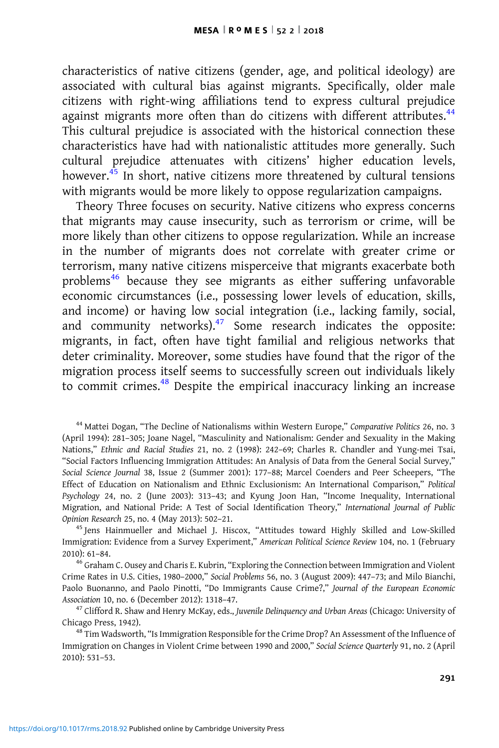characteristics of native citizens (gender, age, and political ideology) are associated with cultural bias against migrants. Specifically, older male citizens with right-wing affiliations tend to express cultural prejudice against migrants more often than do citizens with different attributes.[44] This cultural prejudice is associated with the historical connection these characteristics have had with nationalistic attitudes more generally. Such cultural prejudice attenuates with citizens' higher education levels, however.[45] In short, native citizens more threatened by cultural tensions with migrants would be more likely to oppose regularization campaigns.

Theory Three focuses on security. Native citizens who express concerns that migrants may cause insecurity, such as terrorism or crime, will be more likely than other citizens to oppose regularization. While an increase in the number of migrants does not correlate with greater crime or terrorism, many native citizens misperceive that migrants exacerbate both problems[46] because they see migrants as either suffering unfavorable economic circumstances (i.e., possessing lower levels of education, skills, and income) or having low social integration (i.e., lacking family, social, and community networks).[47] Some research indicates the opposite: migrants, in fact, often have tight familial and religious networks that deter criminality. Moreover, some studies have found that the rigor of the migration process itself seems to successfully screen out individuals likely to commit crimes.[48] Despite the empirical inaccuracy linking an increase

[44] Mattei Dogan, "The Decline of Nationalisms within Western Europe," *Comparative Politics* 26, no. 3 (April 1994): 281–305; Joane Nagel, "Masculinity and Nationalism: Gender and Sexuality in the Making Nations," *Ethnic and Racial Studies* 21, no. 2 (1998): 242–69; Charles R. Chandler and Yung-mei Tsai, "Social Factors Influencing Immigration Attitudes: An Analysis of Data from the General Social Survey," *Social Science Journal* 38, Issue 2 (Summer 2001): 177–88; Marcel Coenders and Peer Scheepers, "The Effect of Education on Nationalism and Ethnic Exclusionism: An International Comparison," *Political Psychology* 24, no. 2 (June 2003): 313–43; and Kyung Joon Han, "Income Inequality, International Migration, and National Pride: A Test of Social Identification Theory," *International Journal of Public Opinion Research* 25, no. 4 (May 2013): 502–21.

[45] Jens Hainmueller and Michael J. Hiscox, "Attitudes toward Highly Skilled and Low-Skilled Immigration: Evidence from a Survey Experiment," *American Political Science Review* 104, no. 1 (February 2010): 61–84.

[46] Graham C. Ousey and Charis E. Kubrin, "Exploring the Connection between Immigration and Violent Crime Rates in U.S. Cities, 1980–2000," *Social Problems* 56, no. 3 (August 2009): 447–73; and Milo Bianchi, Paolo Buonanno, and Paolo Pinotti, "Do Immigrants Cause Crime?," *Journal of the European Economic Association* 10, no. 6 (December 2012): 1318–47.

[47] Clifford R. Shaw and Henry McKay, eds., *Juvenile Delinquency and Urban Areas* (Chicago: University of Chicago Press, 1942).

[48] Tim Wadsworth, "Is Immigration Responsible for the Crime Drop? An Assessment of the Influence of Immigration on Changes in Violent Crime between 1990 and 2000," *Social Science Quarterly* 91, no. 2 (April 2010): 531–53.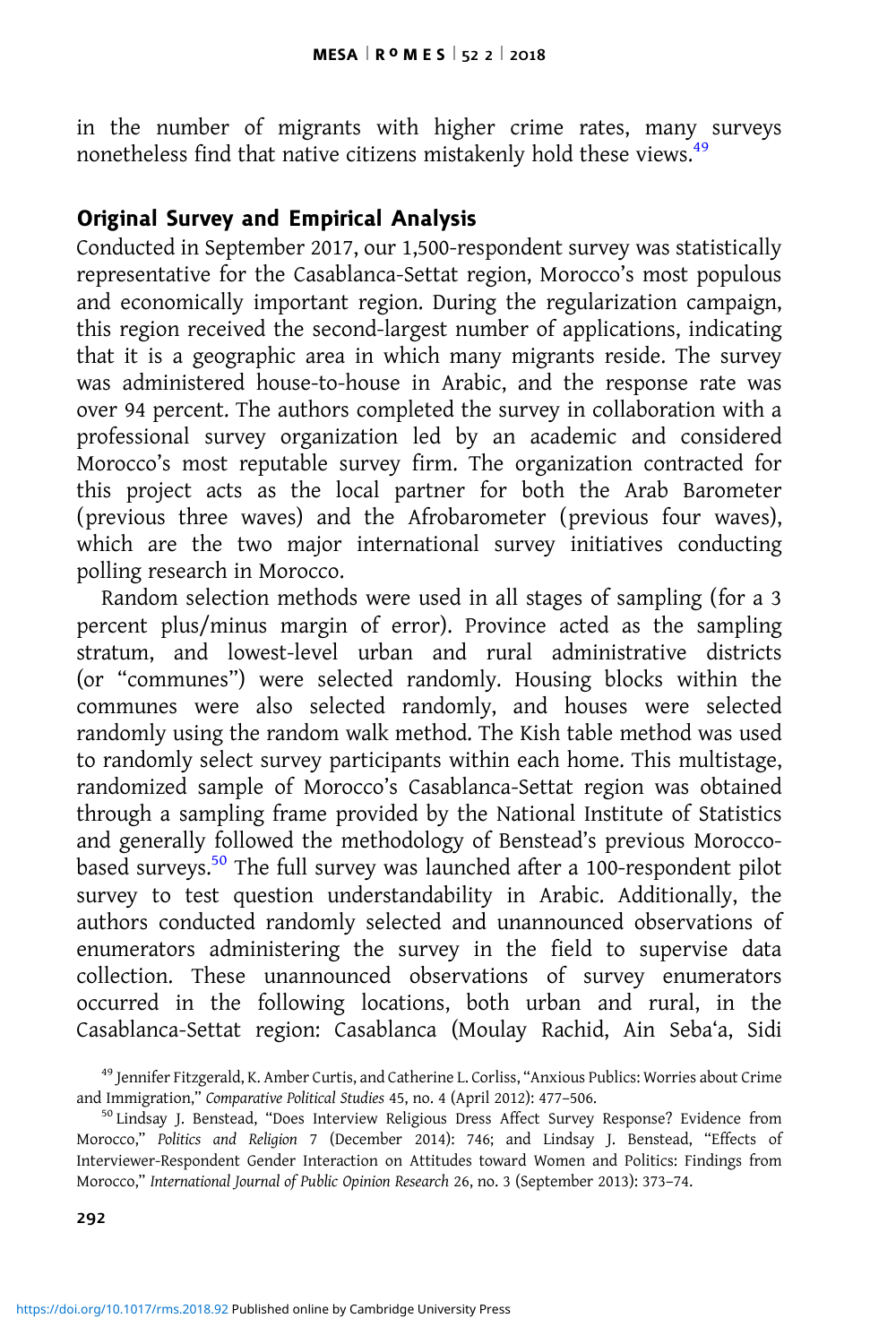in the number of migrants with higher crime rates, many surveys nonetheless find that native citizens mistakenly hold these views.[49]

## Original Survey and Empirical Analysis

Conducted in September 2017, our 1,500-respondent survey was statistically representative for the Casablanca-Settat region, Morocco's most populous and economically important region. During the regularization campaign, this region received the second-largest number of applications, indicating that it is a geographic area in which many migrants reside. The survey was administered house-to-house in Arabic, and the response rate was over 94 percent. The authors completed the survey in collaboration with a professional survey organization led by an academic and considered Morocco's most reputable survey firm. The organization contracted for this project acts as the local partner for both the Arab Barometer (previous three waves) and the Afrobarometer (previous four waves), which are the two major international survey initiatives conducting polling research in Morocco.

Random selection methods were used in all stages of sampling (for a 3 percent plus/minus margin of error). Province acted as the sampling stratum, and lowest-level urban and rural administrative districts (or "communes") were selected randomly. Housing blocks within the communes were also selected randomly, and houses were selected randomly using the random walk method. The Kish table method was used to randomly select survey participants within each home. This multistage, randomized sample of Morocco's Casablanca-Settat region was obtained through a sampling frame provided by the National Institute of Statistics and generally followed the methodology of Benstead's previous Morocco-based surveys.[50] The full survey was launched after a 100-respondent pilot survey to test question understandability in Arabic. Additionally, the authors conducted randomly selected and unannounced observations of enumerators administering the survey in the field to supervise data collection. These unannounced observations of survey enumerators occurred in the following locations, both urban and rural, in the Casablanca-Settat region: Casablanca (Moulay Rachid, Ain Seba'a, Sidi

[49] Jennifer Fitzgerald, K. Amber Curtis, and Catherine L. Corliss, "Anxious Publics: Worries about Crime and Immigration," *Comparative Political Studies* 45, no. 4 (April 2012): 477–506.

[50] Lindsay J. Benstead, "Does Interview Religious Dress Affect Survey Response? Evidence from Morocco," *Politics and Religion* 7 (December 2014): 746; and Lindsay J. Benstead, "Effects of Interviewer-Respondent Gender Interaction on Attitudes toward Women and Politics: Findings from Morocco," *International Journal of Public Opinion Research* 26, no. 3 (September 2013): 373–74.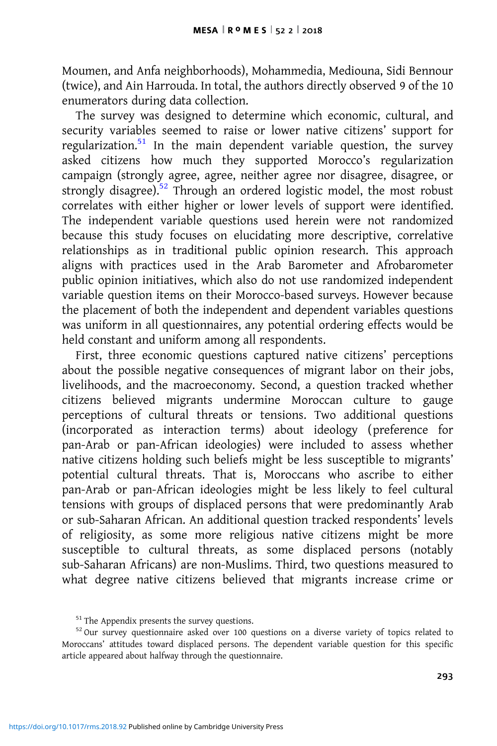Moumen, and Anfa neighborhoods), Mohammedia, Mediouna, Sidi Bennour (twice), and Ain Harrouda. In total, the authors directly observed 9 of the 10 enumerators during data collection.

The survey was designed to determine which economic, cultural, and security variables seemed to raise or lower native citizens' support for regularization.[51] In the main dependent variable question, the survey asked citizens how much they supported Morocco's regularization campaign (strongly agree, agree, neither agree nor disagree, disagree, or strongly disagree).[52] Through an ordered logistic model, the most robust correlates with either higher or lower levels of support were identified. The independent variable questions used herein were not randomized because this study focuses on elucidating more descriptive, correlative relationships as in traditional public opinion research. This approach aligns with practices used in the Arab Barometer and Afrobarometer public opinion initiatives, which also do not use randomized independent variable question items on their Morocco-based surveys. However because the placement of both the independent and dependent variables questions was uniform in all questionnaires, any potential ordering effects would be held constant and uniform among all respondents.

First, three economic questions captured native citizens' perceptions about the possible negative consequences of migrant labor on their jobs, livelihoods, and the macroeconomy. Second, a question tracked whether citizens believed migrants undermine Moroccan culture to gauge perceptions of cultural threats or tensions. Two additional questions (incorporated as interaction terms) about ideology (preference for pan-Arab or pan-African ideologies) were included to assess whether native citizens holding such beliefs might be less susceptible to migrants' potential cultural threats. That is, Moroccans who ascribe to either pan-Arab or pan-African ideologies might be less likely to feel cultural tensions with groups of displaced persons that were predominantly Arab or sub-Saharan African. An additional question tracked respondents' levels of religiosity, as some more religious native citizens might be more susceptible to cultural threats, as some displaced persons (notably sub-Saharan Africans) are non-Muslims. Third, two questions measured to what degree native citizens believed that migrants increase crime or

[51] The Appendix presents the survey questions.

[52] Our survey questionnaire asked over 100 questions on a diverse variety of topics related to Moroccans' attitudes toward displaced persons. The dependent variable question for this specific article appeared about halfway through the questionnaire.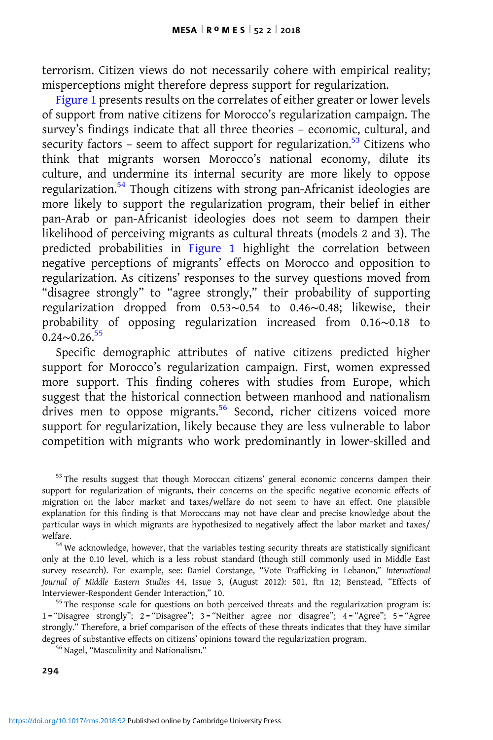terrorism. Citizen views do not necessarily cohere with empirical reality; misperceptions might therefore depress support for regularization.

Figure 1 presents results on the correlates of either greater or lower levels of support from native citizens for Morocco's regularization campaign. The survey's findings indicate that all three theories – economic, cultural, and security factors – seem to affect support for regularization.[53] Citizens who think that migrants worsen Morocco's national economy, dilute its culture, and undermine its internal security are more likely to oppose regularization.[54] Though citizens with strong pan-Africanist ideologies are more likely to support the regularization program, their belief in either pan-Arab or pan-Africanist ideologies does not seem to dampen their likelihood of perceiving migrants as cultural threats (models 2 and 3). The predicted probabilities in Figure 1 highlight the correlation between negative perceptions of migrants' effects on Morocco and opposition to regularization. As citizens' responses to the survey questions moved from "disagree strongly" to "agree strongly," their probability of supporting regularization dropped from 0.53~0.54 to 0.46~0.48; likewise, their probability of opposing regularization increased from 0.16~0.18 to 0.24~0.26.[55]

Specific demographic attributes of native citizens predicted higher support for Morocco's regularization campaign. First, women expressed more support. This finding coheres with studies from Europe, which suggest that the historical connection between manhood and nationalism drives men to oppose migrants.[56] Second, richer citizens voiced more support for regularization, likely because they are less vulnerable to labor competition with migrants who work predominantly in lower-skilled and

[53] The results suggest that though Moroccan citizens' general economic concerns dampen their support for regularization of migrants, their concerns on the specific negative economic effects of migration on the labor market and taxes/welfare do not seem to have an effect. One plausible explanation for this finding is that Moroccans may not have clear and precise knowledge about the particular ways in which migrants are hypothesized to negatively affect the labor market and taxes/welfare.

[54] We acknowledge, however, that the variables testing security threats are statistically significant only at the 0.10 level, which is a less robust standard (though still commonly used in Middle East survey research). For example, see: Daniel Corstange, "Vote Trafficking in Lebanon," *International Journal of Middle Eastern Studies* 44, Issue 3, (August 2012): 501, ftn 12; Benstead, "Effects of Interviewer-Respondent Gender Interaction," 10.

[55] The response scale for questions on both perceived threats and the regularization program is: 1 = "Disagree strongly"; 2 = "Disagree"; 3 = "Neither agree nor disagree"; 4 = "Agree"; 5 = "Agree strongly." Therefore, a brief comparison of the effects of these threats indicates that they have similar degrees of substantive effects on citizens' opinions toward the regularization program.

[56] Nagel, "Masculinity and Nationalism."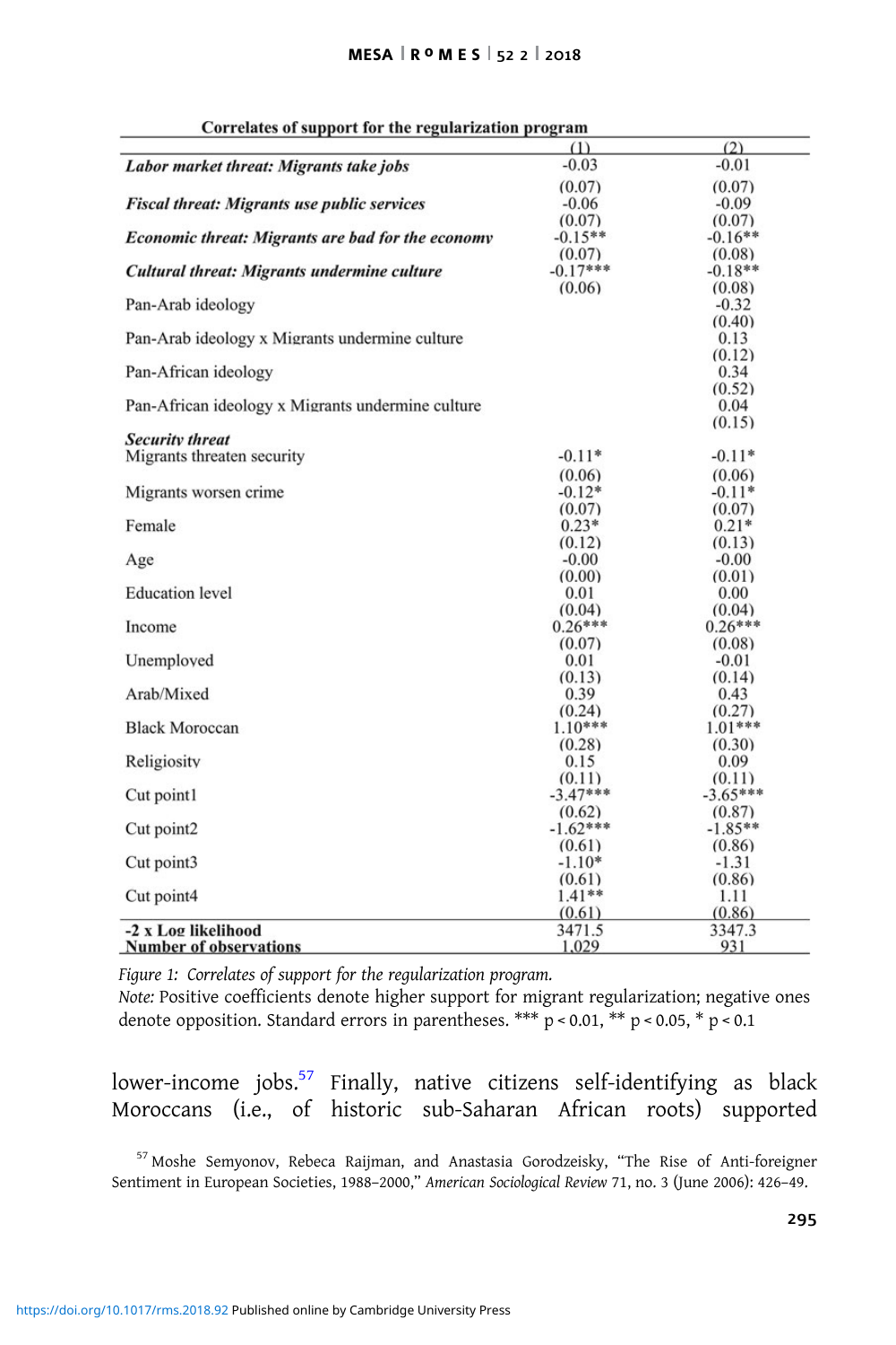| Correlates of support for the regularization program | (1) | (2) |
|---|---|---|
| ***Labor market threat: Migrants take jobs*** | -0.03 | -0.01 |
| | (0.07) | (0.07) |
| ***Fiscal threat: Migrants use public services*** | -0.06 | -0.09 |
| | (0.07) | (0.07) |
| ***Economic threat: Migrants are bad for the economy*** | -0.15** | -0.16** |
| | (0.07) | (0.08) |
| ***Cultural threat: Migrants undermine culture*** | -0.17*** | -0.18** |
| | (0.06) | (0.08) |
| Pan-Arab ideology | | -0.32 |
| | | (0.40) |
| Pan-Arab ideology x Migrants undermine culture | | 0.13 |
| | | (0.12) |
| Pan-African ideology | | 0.34 |
| | | (0.52) |
| Pan-African ideology x Migrants undermine culture | | 0.04 |
| | | (0.15) |
| ***Security threat*** | | |
| Migrants threaten security | -0.11* | -0.11* |
| | (0.06) | (0.06) |
| Migrants worsen crime | -0.12* | -0.11* |
| | (0.07) | (0.07) |
| Female | 0.23* | 0.21* |
| | (0.12) | (0.13) |
| Age | -0.00 | -0.00 |
| | (0.00) | (0.01) |
| Education level | 0.01 | 0.00 |
| | (0.04) | (0.04) |
| Income | 0.26*** | 0.26*** |
| | (0.07) | (0.08) |
| Unemployed | 0.01 | -0.01 |
| | (0.13) | (0.14) |
| Arab/Mixed | 0.39 | 0.43 |
| | (0.24) | (0.27) |
| Black Moroccan | 1.10*** | 1.01*** |
| | (0.28) | (0.30) |
| Religiosity | 0.15 | 0.09 |
| | (0.11) | (0.11) |
| Cut point1 | -3.47*** | -3.65*** |
| | (0.62) | (0.87) |
| Cut point2 | -1.62*** | -1.85** |
| | (0.61) | (0.86) |
| Cut point3 | -1.10* | -1.31 |
| | (0.61) | (0.86) |
| Cut point4 | 1.41** | 1.11 |
| | (0.61) | (0.86) |
| **-2 x Log likelihood** | 3471.5 | 3347.3 |
| **Number of observations** | 1,029 | 931 |

*Figure 1: Correlates of support for the regularization program.*

*Note:* Positive coefficients denote higher support for migrant regularization; negative ones denote opposition. Standard errors in parentheses. *** $p < 0.01$, ** $p < 0.05$, * $p < 0.1$

lower-income jobs.[57] Finally, native citizens self-identifying as black Moroccans (i.e., of historic sub-Saharan African roots) supported

[57] Moshe Semyonov, Rebeca Raijman, and Anastasia Gorodzeisky, "The Rise of Anti-foreigner Sentiment in European Societies, 1988–2000," *American Sociological Review* 71, no. 3 (June 2006): 426–49.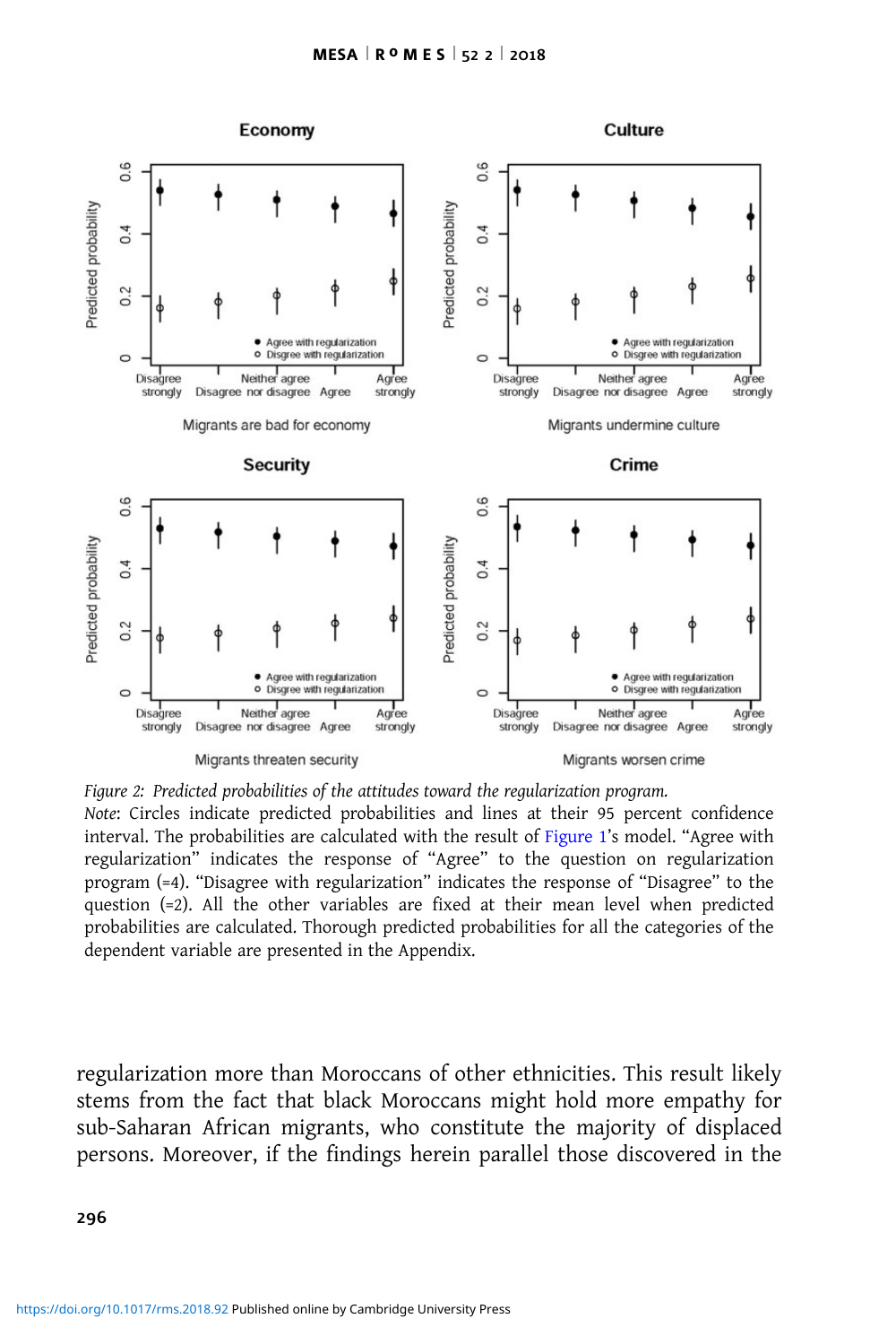*Figure 2: Predicted probabilities of the attitudes toward the regularization program.*

*Note*: Circles indicate predicted probabilities and lines at their 95 percent confidence interval. The probabilities are calculated with the result of Figure 1's model. "Agree with regularization" indicates the response of "Agree" to the question on regularization program (=4). "Disagree with regularization" indicates the response of "Disagree" to the question (=2). All the other variables are fixed at their mean level when predicted probabilities are calculated. Thorough predicted probabilities for all the categories of the dependent variable are presented in the Appendix.

regularization more than Moroccans of other ethnicities. This result likely stems from the fact that black Moroccans might hold more empathy for sub-Saharan African migrants, who constitute the majority of displaced persons. Moreover, if the findings herein parallel those discovered in the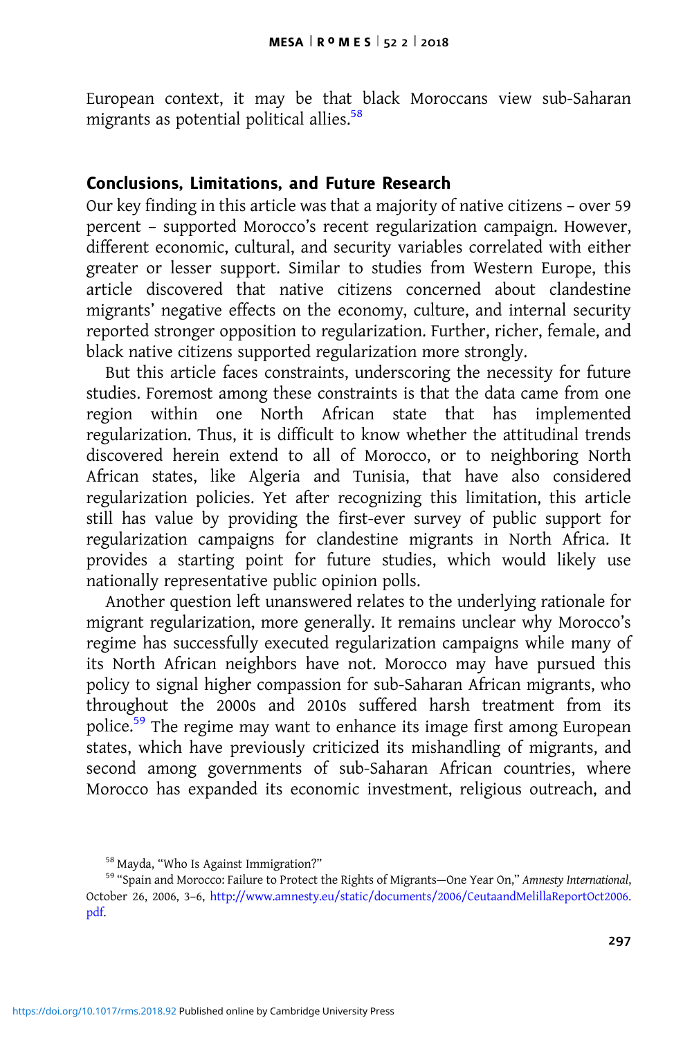European context, it may be that black Moroccans view sub-Saharan migrants as potential political allies.[58]

## Conclusions, Limitations, and Future Research

Our key finding in this article was that a majority of native citizens – over 59 percent – supported Morocco's recent regularization campaign. However, different economic, cultural, and security variables correlated with either greater or lesser support. Similar to studies from Western Europe, this article discovered that native citizens concerned about clandestine migrants' negative effects on the economy, culture, and internal security reported stronger opposition to regularization. Further, richer, female, and black native citizens supported regularization more strongly.

But this article faces constraints, underscoring the necessity for future studies. Foremost among these constraints is that the data came from one region within one North African state that has implemented regularization. Thus, it is difficult to know whether the attitudinal trends discovered herein extend to all of Morocco, or to neighboring North African states, like Algeria and Tunisia, that have also considered regularization policies. Yet after recognizing this limitation, this article still has value by providing the first-ever survey of public support for regularization campaigns for clandestine migrants in North Africa. It provides a starting point for future studies, which would likely use nationally representative public opinion polls.

Another question left unanswered relates to the underlying rationale for migrant regularization, more generally. It remains unclear why Morocco's regime has successfully executed regularization campaigns while many of its North African neighbors have not. Morocco may have pursued this policy to signal higher compassion for sub-Saharan African migrants, who throughout the 2000s and 2010s suffered harsh treatment from its police.[59] The regime may want to enhance its image first among European states, which have previously criticized its mishandling of migrants, and second among governments of sub-Saharan African countries, where Morocco has expanded its economic investment, religious outreach, and

[58] Mayda, "Who Is Against Immigration?"

[59] "Spain and Morocco: Failure to Protect the Rights of Migrants—One Year On," *Amnesty International*, October 26, 2006, 3–6, http://www.amnesty.eu/static/documents/2006/CeutaandMelillaReportOct2006.pdf.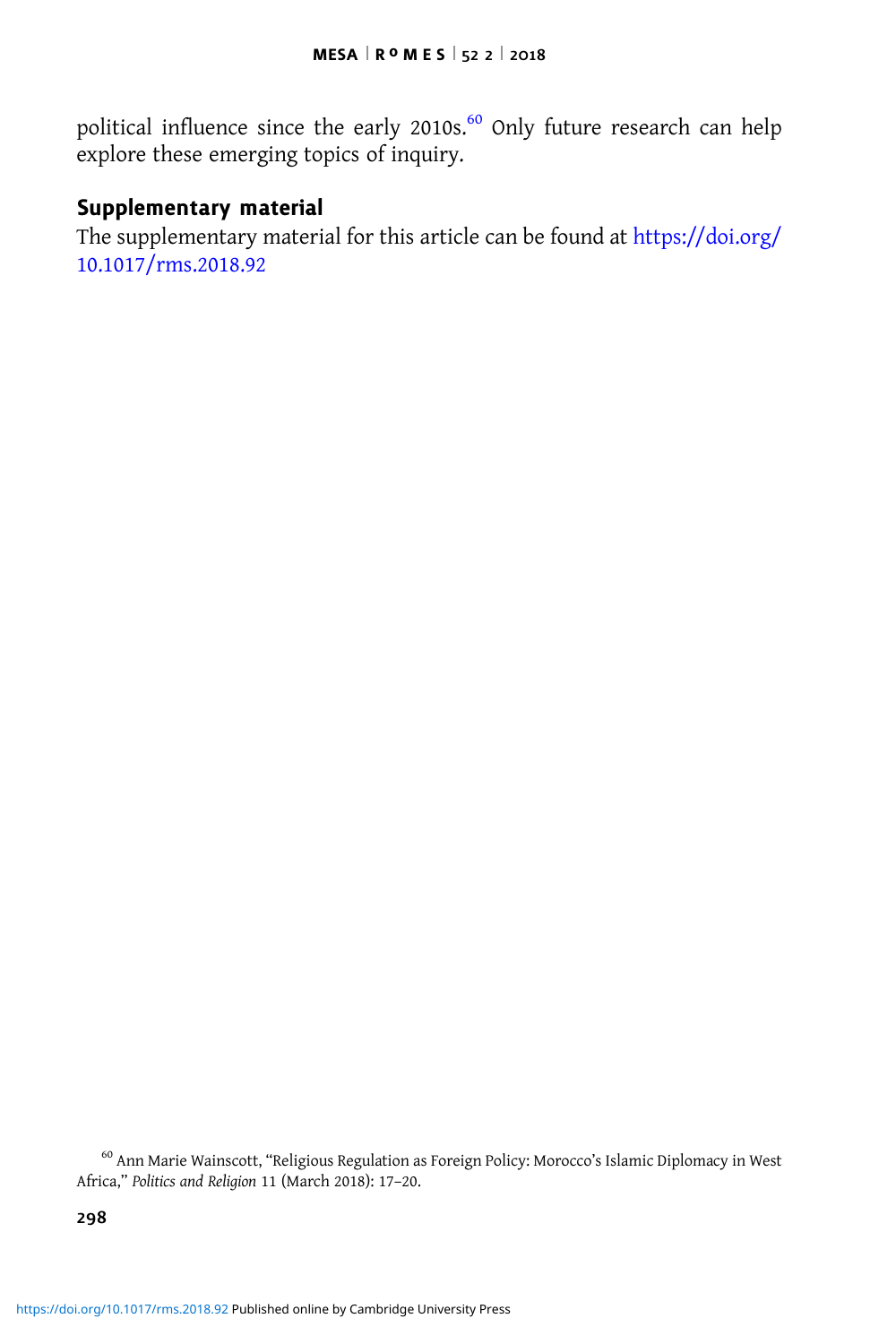political influence since the early 2010s.[60] Only future research can help explore these emerging topics of inquiry.

## Supplementary material

The supplementary material for this article can be found at https://doi.org/10.1017/rms.2018.92

[60] Ann Marie Wainscott, "Religious Regulation as Foreign Policy: Morocco's Islamic Diplomacy in West Africa," *Politics and Religion* 11 (March 2018): 17–20.